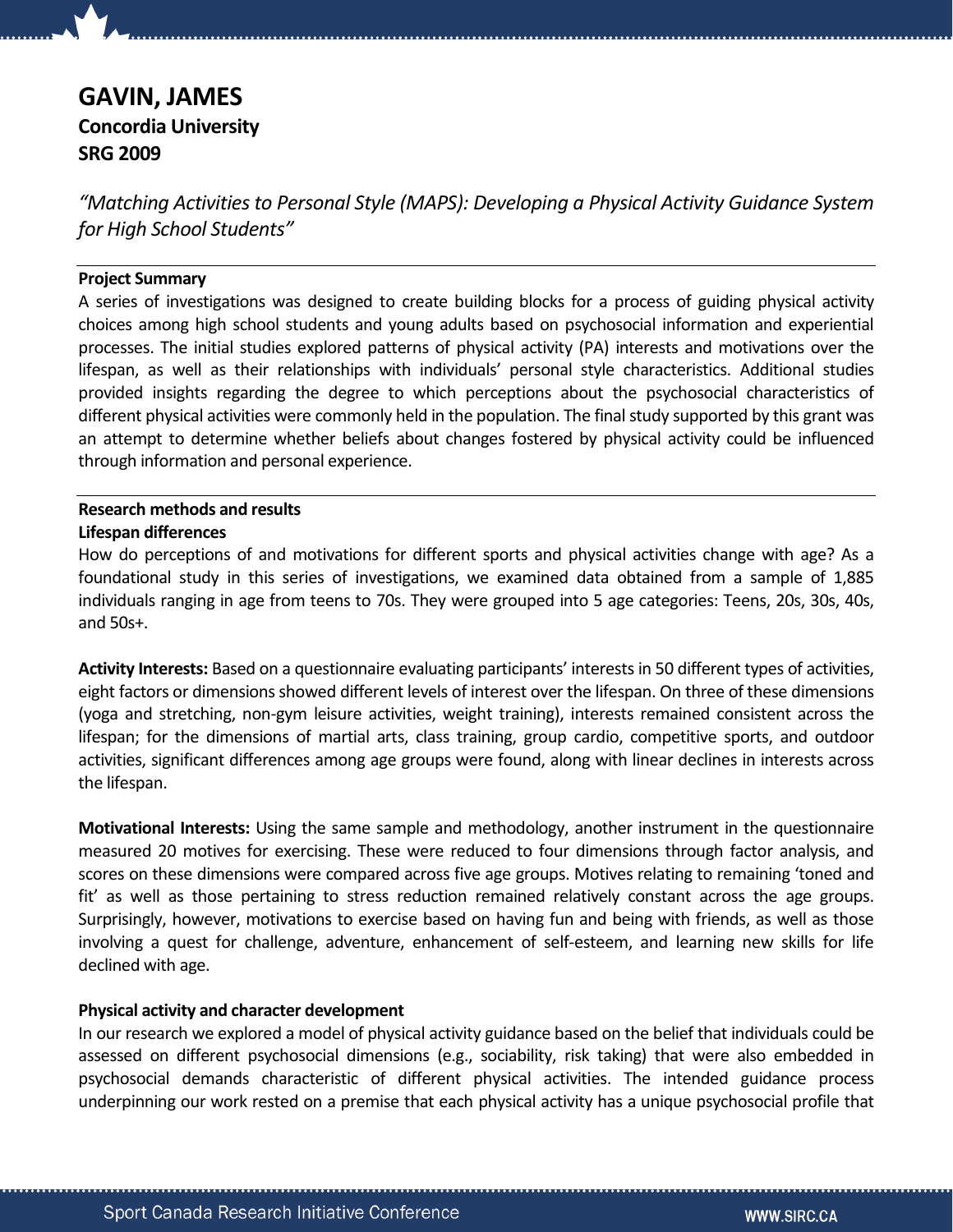# GAVIN, JAMES

**Concordia University**

**SRG 2009**

*"Matching Activities to Personal Style (MAPS): Developing a Physical Activity Guidance System for High School Students"*

**Project Summary**

A series of investigations was designed to create building blocks for a process of guiding physical activity choices among high school students and young adults based on psychosocial information and experiential processes. The initial studies explored patterns of physical activity (PA) interests and motivations over the lifespan, as well as their relationships with individuals' personal style characteristics. Additional studies provided insights regarding the degree to which perceptions about the psychosocial characteristics of different physical activities were commonly held in the population. The final study supported by this grant was an attempt to determine whether beliefs about changes fostered by physical activity could be influenced through information and personal experience.

**Research methods and results**

**Lifespan differences**

How do perceptions of and motivations for different sports and physical activities change with age? As a foundational study in this series of investigations, we examined data obtained from a sample of 1,885 individuals ranging in age from teens to 70s. They were grouped into 5 age categories: Teens, 20s, 30s, 40s, and 50s+.

**Activity Interests:** Based on a questionnaire evaluating participants' interests in 50 different types of activities, eight factors or dimensions showed different levels of interest over the lifespan. On three of these dimensions (yoga and stretching, non-gym leisure activities, weight training), interests remained consistent across the lifespan; for the dimensions of martial arts, class training, group cardio, competitive sports, and outdoor activities, significant differences among age groups were found, along with linear declines in interests across the lifespan.

**Motivational Interests:** Using the same sample and methodology, another instrument in the questionnaire measured 20 motives for exercising. These were reduced to four dimensions through factor analysis, and scores on these dimensions were compared across five age groups. Motives relating to remaining 'toned and fit' as well as those pertaining to stress reduction remained relatively constant across the age groups. Surprisingly, however, motivations to exercise based on having fun and being with friends, as well as those involving a quest for challenge, adventure, enhancement of self-esteem, and learning new skills for life declined with age.

**Physical activity and character development**

In our research we explored a model of physical activity guidance based on the belief that individuals could be assessed on different psychosocial dimensions (e.g., sociability, risk taking) that were also embedded in psychosocial demands characteristic of different physical activities. The intended guidance process underpinning our work rested on a premise that each physical activity has a unique psychosocial profile that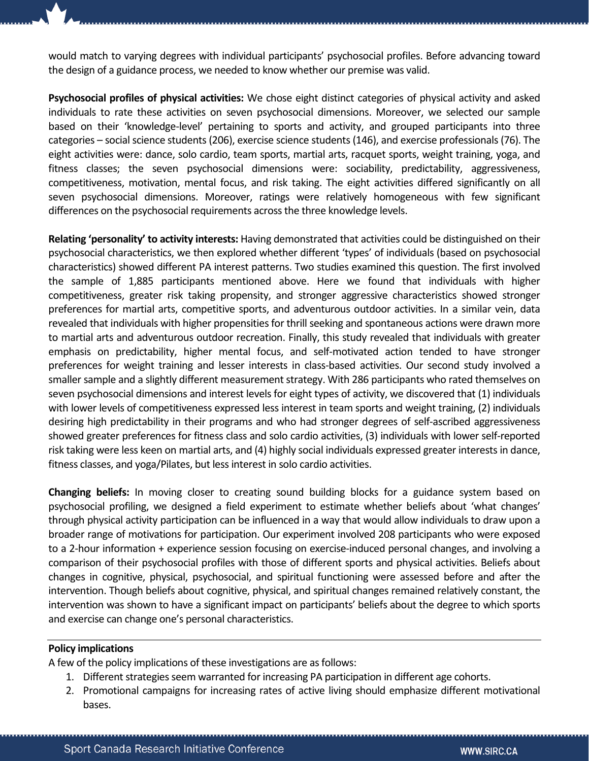would match to varying degrees with individual participants' psychosocial profiles. Before advancing toward the design of a guidance process, we needed to know whether our premise was valid.

**Psychosocial profiles of physical activities:** We chose eight distinct categories of physical activity and asked individuals to rate these activities on seven psychosocial dimensions. Moreover, we selected our sample based on their 'knowledge-level' pertaining to sports and activity, and grouped participants into three categories – social science students (206), exercise science students (146), and exercise professionals (76). The eight activities were: dance, solo cardio, team sports, martial arts, racquet sports, weight training, yoga, and fitness classes; the seven psychosocial dimensions were: sociability, predictability, aggressiveness, competitiveness, motivation, mental focus, and risk taking. The eight activities differed significantly on all seven psychosocial dimensions. Moreover, ratings were relatively homogeneous with few significant differences on the psychosocial requirements across the three knowledge levels.

**Relating 'personality' to activity interests:** Having demonstrated that activities could be distinguished on their psychosocial characteristics, we then explored whether different 'types' of individuals (based on psychosocial characteristics) showed different PA interest patterns. Two studies examined this question. The first involved the sample of 1,885 participants mentioned above. Here we found that individuals with higher competitiveness, greater risk taking propensity, and stronger aggressive characteristics showed stronger preferences for martial arts, competitive sports, and adventurous outdoor activities. In a similar vein, data revealed that individuals with higher propensities for thrill seeking and spontaneous actions were drawn more to martial arts and adventurous outdoor recreation. Finally, this study revealed that individuals with greater emphasis on predictability, higher mental focus, and self-motivated action tended to have stronger preferences for weight training and lesser interests in class-based activities. Our second study involved a smaller sample and a slightly different measurement strategy. With 286 participants who rated themselves on seven psychosocial dimensions and interest levels for eight types of activity, we discovered that (1) individuals with lower levels of competitiveness expressed less interest in team sports and weight training, (2) individuals desiring high predictability in their programs and who had stronger degrees of self-ascribed aggressiveness showed greater preferences for fitness class and solo cardio activities, (3) individuals with lower self-reported risk taking were less keen on martial arts, and (4) highly social individuals expressed greater interests in dance, fitness classes, and yoga/Pilates, but less interest in solo cardio activities.

**Changing beliefs:** In moving closer to creating sound building blocks for a guidance system based on psychosocial profiling, we designed a field experiment to estimate whether beliefs about 'what changes' through physical activity participation can be influenced in a way that would allow individuals to draw upon a broader range of motivations for participation. Our experiment involved 208 participants who were exposed to a 2-hour information + experience session focusing on exercise-induced personal changes, and involving a comparison of their psychosocial profiles with those of different sports and physical activities. Beliefs about changes in cognitive, physical, psychosocial, and spiritual functioning were assessed before and after the intervention. Though beliefs about cognitive, physical, and spiritual changes remained relatively constant, the intervention was shown to have a significant impact on participants' beliefs about the degree to which sports and exercise can change one's personal characteristics.

## Policy implications

A few of the policy implications of these investigations are as follows:

1. Different strategies seem warranted for increasing PA participation in different age cohorts.
2. Promotional campaigns for increasing rates of active living should emphasize different motivational bases.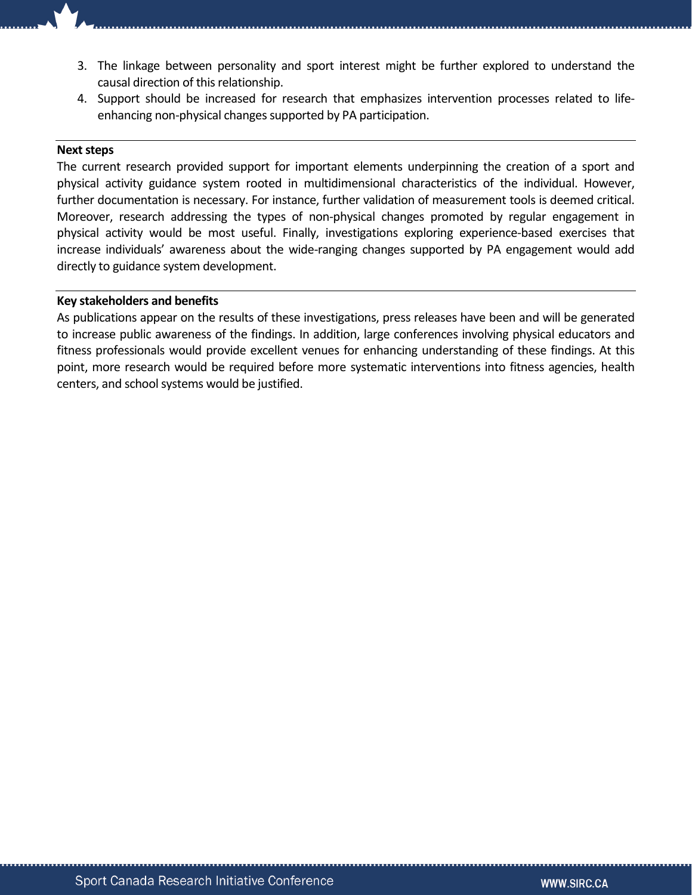3. The linkage between personality and sport interest might be further explored to understand the causal direction of this relationship.
4. Support should be increased for research that emphasizes intervention processes related to life-enhancing non-physical changes supported by PA participation.

**Next steps**

The current research provided support for important elements underpinning the creation of a sport and physical activity guidance system rooted in multidimensional characteristics of the individual. However, further documentation is necessary. For instance, further validation of measurement tools is deemed critical. Moreover, research addressing the types of non-physical changes promoted by regular engagement in physical activity would be most useful. Finally, investigations exploring experience-based exercises that increase individuals' awareness about the wide-ranging changes supported by PA engagement would add directly to guidance system development.

**Key stakeholders and benefits**

As publications appear on the results of these investigations, press releases have been and will be generated to increase public awareness of the findings. In addition, large conferences involving physical educators and fitness professionals would provide excellent venues for enhancing understanding of these findings. At this point, more research would be required before more systematic interventions into fitness agencies, health centers, and school systems would be justified.